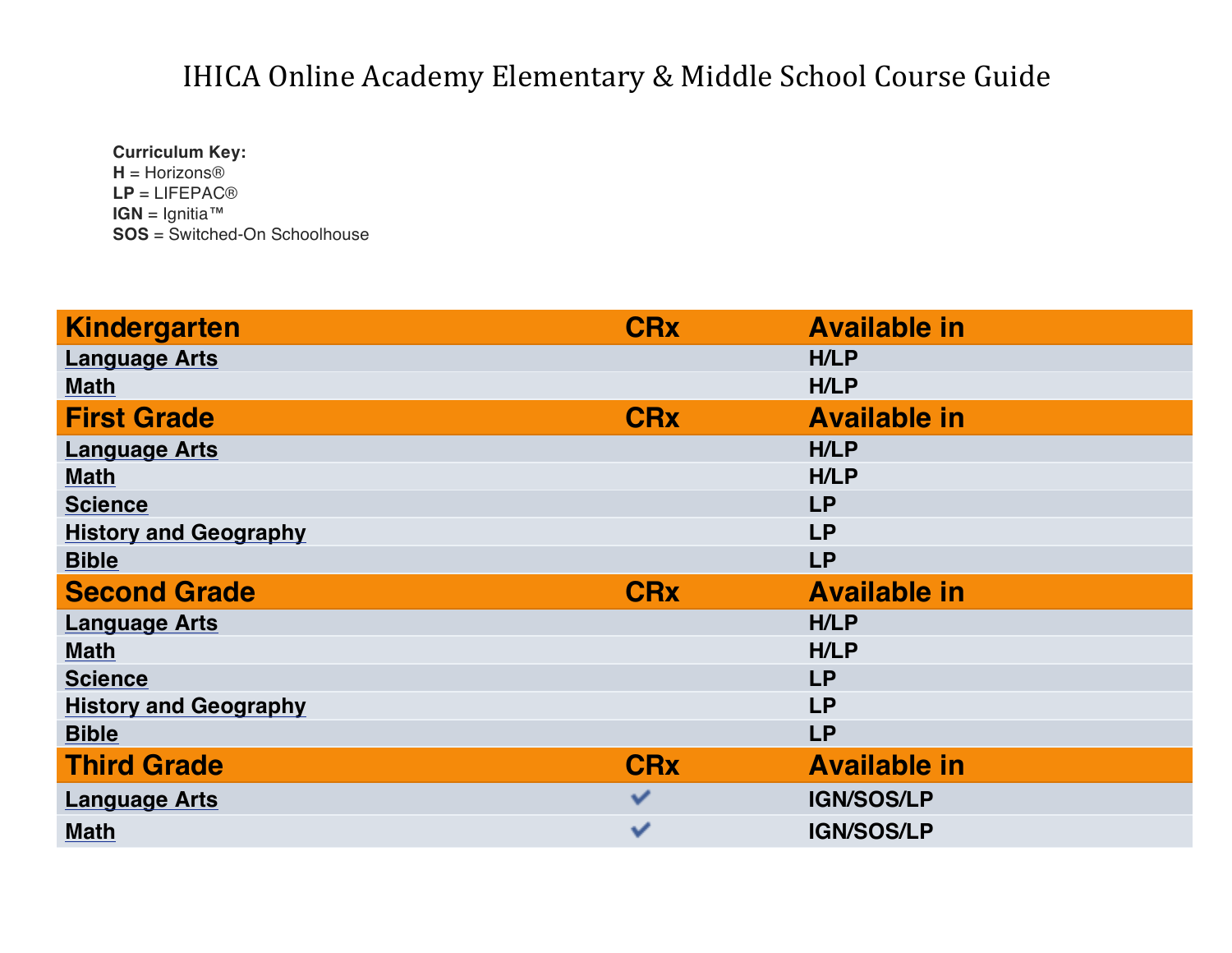# IHICA Online Academy Elementary & Middle School Course Guide

**Curriculum Key:**
**H** = Horizons®
**LP** = LIFEPAC®
**IGN** = Ignitia™
**SOS** = Switched-On Schoolhouse

| **Kindergarten** | **CRx** | **Available in** |
|---|---|---|
| Language Arts | | H/LP |
| Math | | H/LP |
| **First Grade** | **CRx** | **Available in** |
| Language Arts | | H/LP |
| Math | | H/LP |
| Science | | LP |
| History and Geography | | LP |
| Bible | | LP |
| **Second Grade** | **CRx** | **Available in** |
| Language Arts | | H/LP |
| Math | | H/LP |
| Science | | LP |
| History and Geography | | LP |
| Bible | | LP |
| **Third Grade** | **CRx** | **Available in** |
| Language Arts | ✔ | IGN/SOS/LP |
| Math | ✔ | IGN/SOS/LP |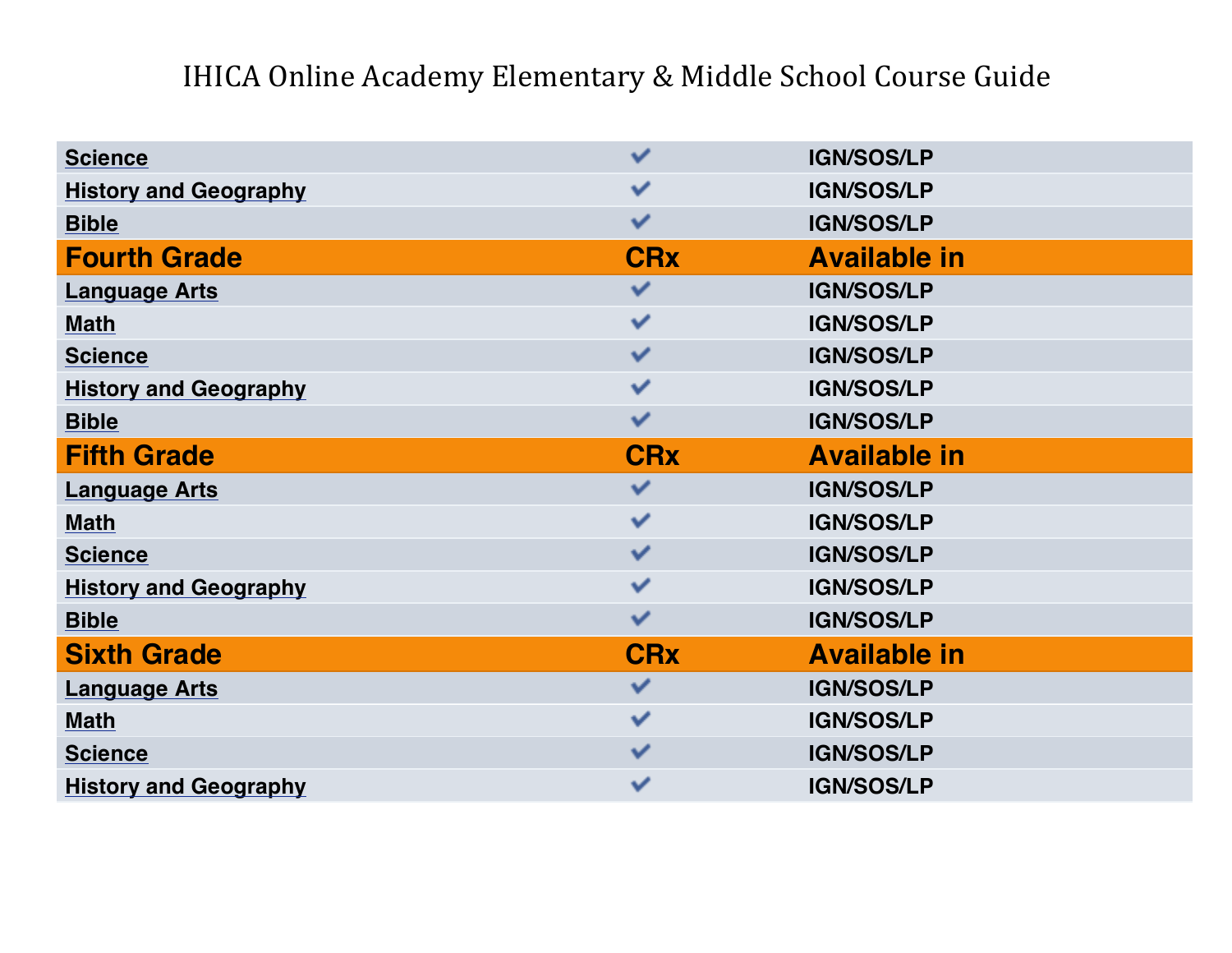# IHICA Online Academy Elementary & Middle School Course Guide

| | | |
|---|---|---|
| Science | ✔ | IGN/SOS/LP |
| History and Geography | ✔ | IGN/SOS/LP |
| Bible | ✔ | IGN/SOS/LP |
| **Fourth Grade** | **CRx** | **Available in** |
| Language Arts | ✔ | IGN/SOS/LP |
| Math | ✔ | IGN/SOS/LP |
| Science | ✔ | IGN/SOS/LP |
| History and Geography | ✔ | IGN/SOS/LP |
| Bible | ✔ | IGN/SOS/LP |
| **Fifth Grade** | **CRx** | **Available in** |
| Language Arts | ✔ | IGN/SOS/LP |
| Math | ✔ | IGN/SOS/LP |
| Science | ✔ | IGN/SOS/LP |
| History and Geography | ✔ | IGN/SOS/LP |
| Bible | ✔ | IGN/SOS/LP |
| **Sixth Grade** | **CRx** | **Available in** |
| Language Arts | ✔ | IGN/SOS/LP |
| Math | ✔ | IGN/SOS/LP |
| Science | ✔ | IGN/SOS/LP |
| History and Geography | ✔ | IGN/SOS/LP |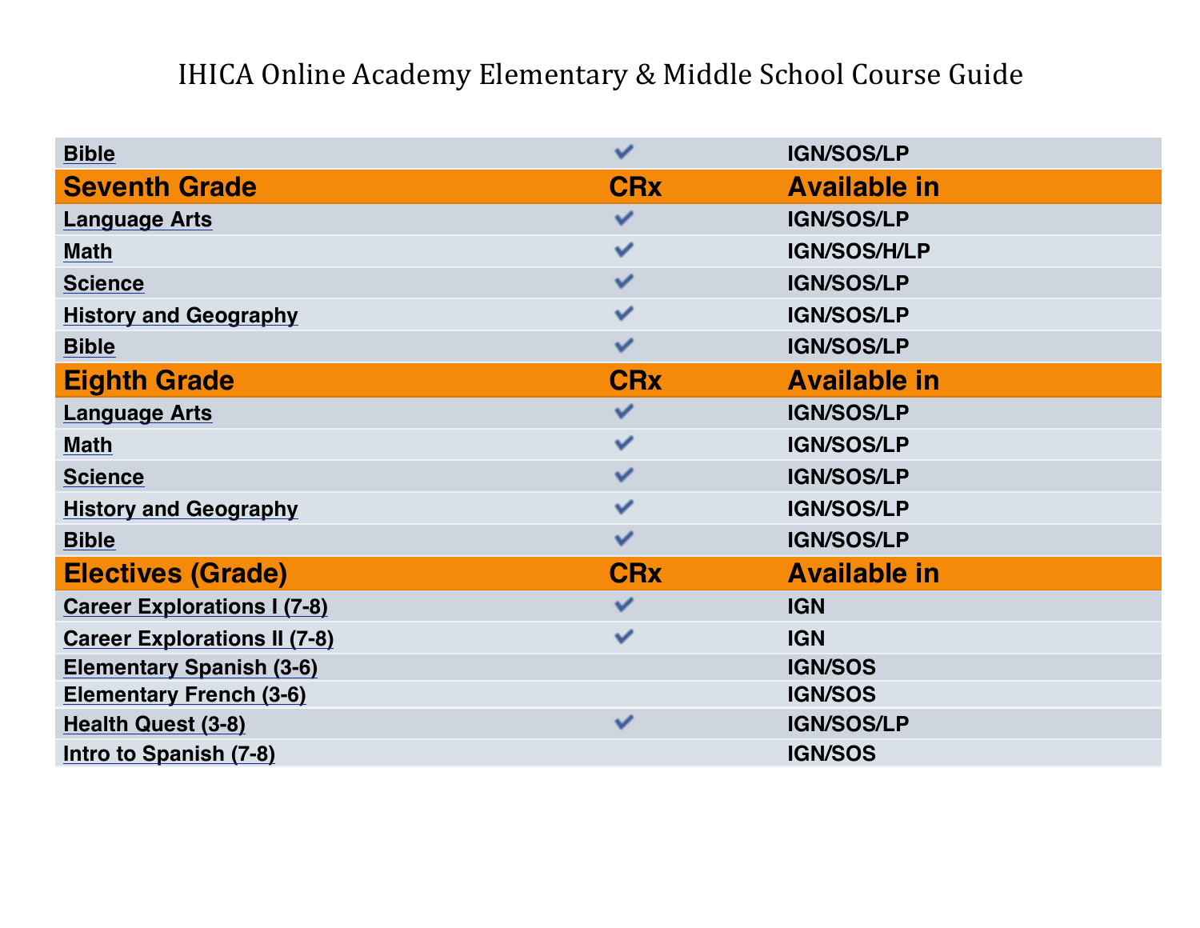# IHICA Online Academy Elementary & Middle School Course Guide

| | | |
|---|---|---|
| Bible | ✔ | IGN/SOS/LP |
| **Seventh Grade** | **CRx** | **Available in** |
| Language Arts | ✔ | IGN/SOS/LP |
| Math | ✔ | IGN/SOS/H/LP |
| Science | ✔ | IGN/SOS/LP |
| History and Geography | ✔ | IGN/SOS/LP |
| Bible | ✔ | IGN/SOS/LP |
| **Eighth Grade** | **CRx** | **Available in** |
| Language Arts | ✔ | IGN/SOS/LP |
| Math | ✔ | IGN/SOS/LP |
| Science | ✔ | IGN/SOS/LP |
| History and Geography | ✔ | IGN/SOS/LP |
| Bible | ✔ | IGN/SOS/LP |
| **Electives (Grade)** | **CRx** | **Available in** |
| Career Explorations I (7-8) | ✔ | IGN |
| Career Explorations II (7-8) | ✔ | IGN |
| Elementary Spanish (3-6) | | IGN/SOS |
| Elementary French (3-6) | | IGN/SOS |
| Health Quest (3-8) | ✔ | IGN/SOS/LP |
| Intro to Spanish (7-8) | | IGN/SOS |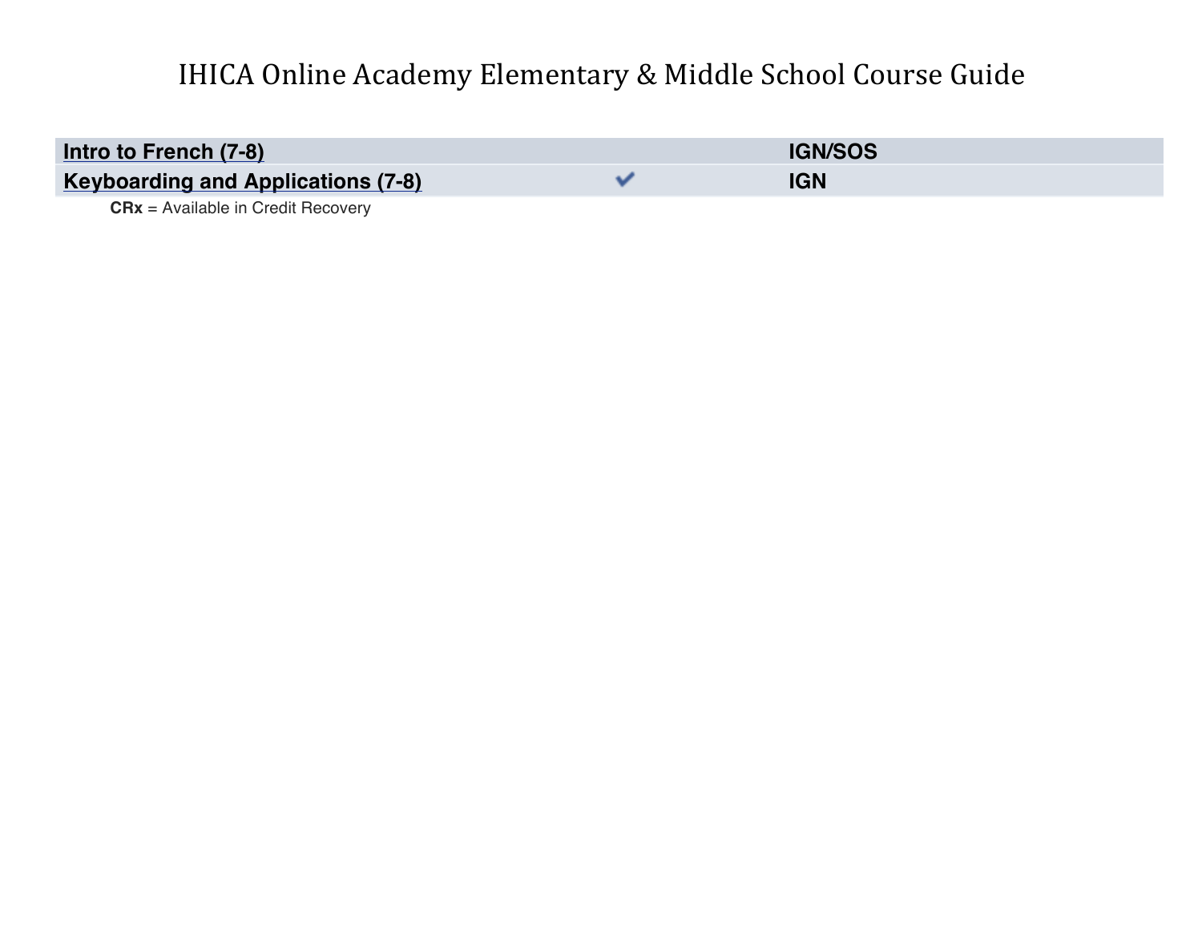# IHICA Online Academy Elementary & Middle School Course Guide

| | | |
|---|---|---|
| **Intro to French (7-8)** | | **IGN/SOS** |
| **Keyboarding and Applications (7-8)** | ✔ | **IGN** |

**CRx** = Available in Credit Recovery